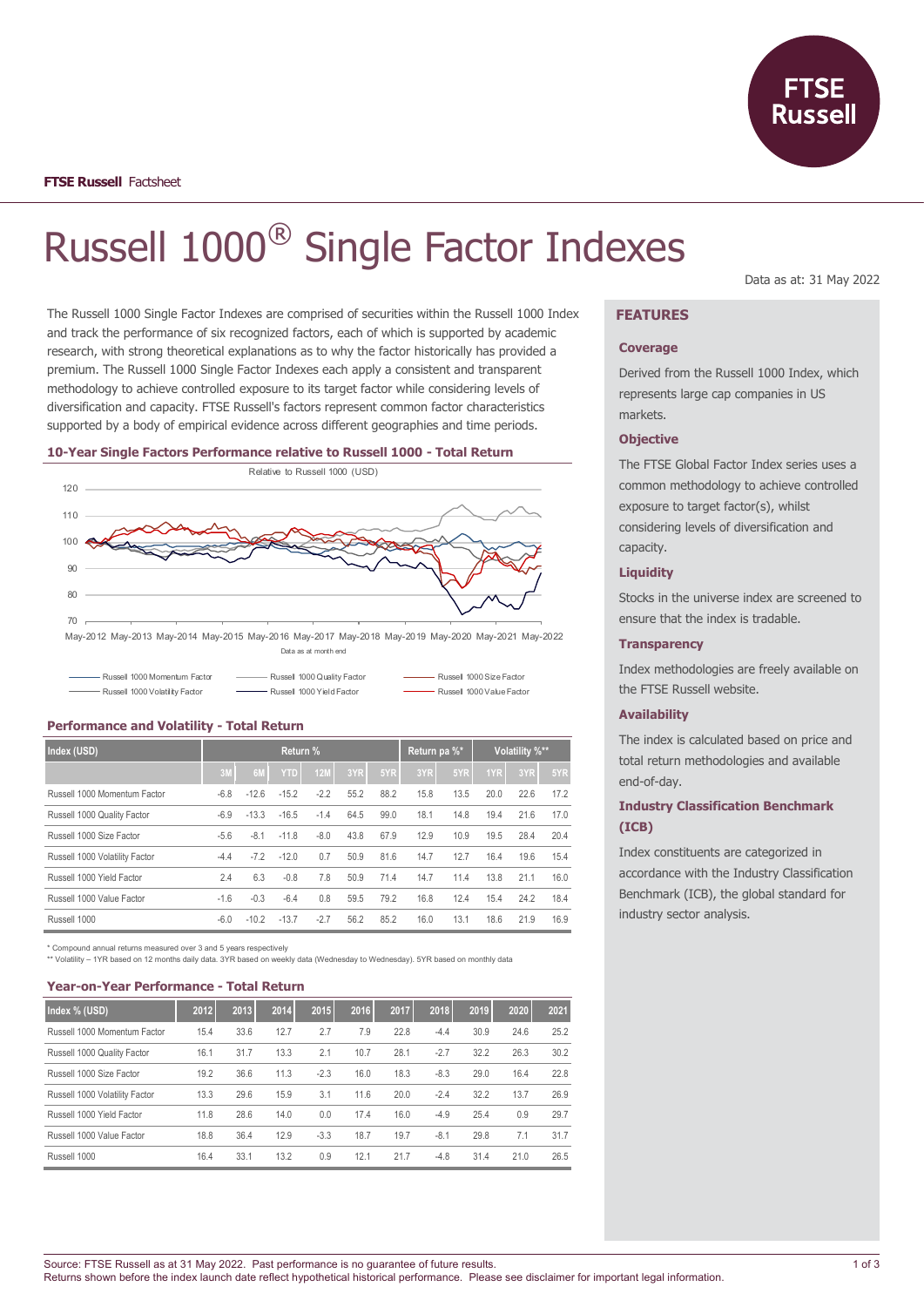**FTSE Russell** Factsheet

# Russell 1000® Single Factor Indexes

Data as at: 31 May 2022

The Russell 1000 Single Factor Indexes are comprised of securities within the Russell 1000 Index and track the performance of six recognized factors, each of which is supported by academic research, with strong theoretical explanations as to why the factor historically has provided a premium. The Russell 1000 Single Factor Indexes each apply a consistent and transparent methodology to achieve controlled exposure to its target factor while considering levels of diversification and capacity. FTSE Russell's factors represent common factor characteristics supported by a body of empirical evidence across different geographies and time periods.

### 10-Year Single Factors Performance relative to Russell 1000 - Total Return

Relative to Russell 1000 (USD)

Data as at month end

Russell 1000 Momentum Factor, Russell 1000 Quality Factor, Russell 1000 Size Factor, Russell 1000 Volatility Factor, Russell 1000 Yield Factor, Russell 1000 Value Factor

### Performance and Volatility - Total Return

| Index (USD) | Return % | | | | | | Return pa %* | | Volatility %** | | |
|---|---|---|---|---|---|---|---|---|---|---|---|
| | 3M | 6M | YTD | 12M | 3YR | 5YR | 3YR | 5YR | 1YR | 3YR | 5YR |
| Russell 1000 Momentum Factor | -6.8 | -12.6 | -15.2 | -2.2 | 55.2 | 88.2 | 15.8 | 13.5 | 20.0 | 22.6 | 17.2 |
| Russell 1000 Quality Factor | -6.9 | -13.3 | -16.5 | -1.4 | 64.5 | 99.0 | 18.1 | 14.8 | 19.4 | 21.6 | 17.0 |
| Russell 1000 Size Factor | -5.6 | -8.1 | -11.8 | -8.0 | 43.8 | 67.9 | 12.9 | 10.9 | 19.5 | 28.4 | 20.4 |
| Russell 1000 Volatility Factor | -4.4 | -7.2 | -12.0 | 0.7 | 50.9 | 81.6 | 14.7 | 12.7 | 16.4 | 19.6 | 15.4 |
| Russell 1000 Yield Factor | 2.4 | 6.3 | -0.8 | 7.8 | 50.9 | 71.4 | 14.7 | 11.4 | 13.8 | 21.1 | 16.0 |
| Russell 1000 Value Factor | -1.6 | -0.3 | -6.4 | 0.8 | 59.5 | 79.2 | 16.8 | 12.4 | 15.4 | 24.2 | 18.4 |
| Russell 1000 | -6.0 | -10.2 | -13.7 | -2.7 | 56.2 | 85.2 | 16.0 | 13.1 | 18.6 | 21.9 | 16.9 |

\* Compound annual returns measured over 3 and 5 years respectively
\** Volatility – 1YR based on 12 months daily data. 3YR based on weekly data (Wednesday to Wednesday). 5YR based on monthly data

### Year-on-Year Performance - Total Return

| Index % (USD) | 2012 | 2013 | 2014 | 2015 | 2016 | 2017 | 2018 | 2019 | 2020 | 2021 |
|---|---|---|---|---|---|---|---|---|---|---|
| Russell 1000 Momentum Factor | 15.4 | 33.6 | 12.7 | 2.7 | 7.9 | 22.8 | -4.4 | 30.9 | 24.6 | 25.2 |
| Russell 1000 Quality Factor | 16.1 | 31.7 | 13.3 | 2.1 | 10.7 | 28.1 | -2.7 | 32.2 | 26.3 | 30.2 |
| Russell 1000 Size Factor | 19.2 | 36.6 | 11.3 | -2.3 | 16.0 | 18.3 | -8.3 | 29.0 | 16.4 | 22.8 |
| Russell 1000 Volatility Factor | 13.3 | 29.6 | 15.9 | 3.1 | 11.6 | 20.0 | -2.4 | 32.2 | 13.7 | 26.9 |
| Russell 1000 Yield Factor | 11.8 | 28.6 | 14.0 | 0.0 | 17.4 | 16.0 | -4.9 | 25.4 | 0.9 | 29.7 |
| Russell 1000 Value Factor | 18.8 | 36.4 | 12.9 | -3.3 | 18.7 | 19.7 | -8.1 | 29.8 | 7.1 | 31.7 |
| Russell 1000 | 16.4 | 33.1 | 13.2 | 0.9 | 12.1 | 21.7 | -4.8 | 31.4 | 21.0 | 26.5 |

## FEATURES

### Coverage

Derived from the Russell 1000 Index, which represents large cap companies in US markets.

### Objective

The FTSE Global Factor Index series uses a common methodology to achieve controlled exposure to target factor(s), whilst considering levels of diversification and capacity.

### Liquidity

Stocks in the universe index are screened to ensure that the index is tradable.

### Transparency

Index methodologies are freely available on the FTSE Russell website.

### Availability

The index is calculated based on price and total return methodologies and available end-of-day.

### Industry Classification Benchmark (ICB)

Index constituents are categorized in accordance with the Industry Classification Benchmark (ICB), the global standard for industry sector analysis.

Source: FTSE Russell as at 31 May 2022. Past performance is no guarantee of future results.
Returns shown before the index launch date reflect hypothetical historical performance. Please see disclaimer for important legal information.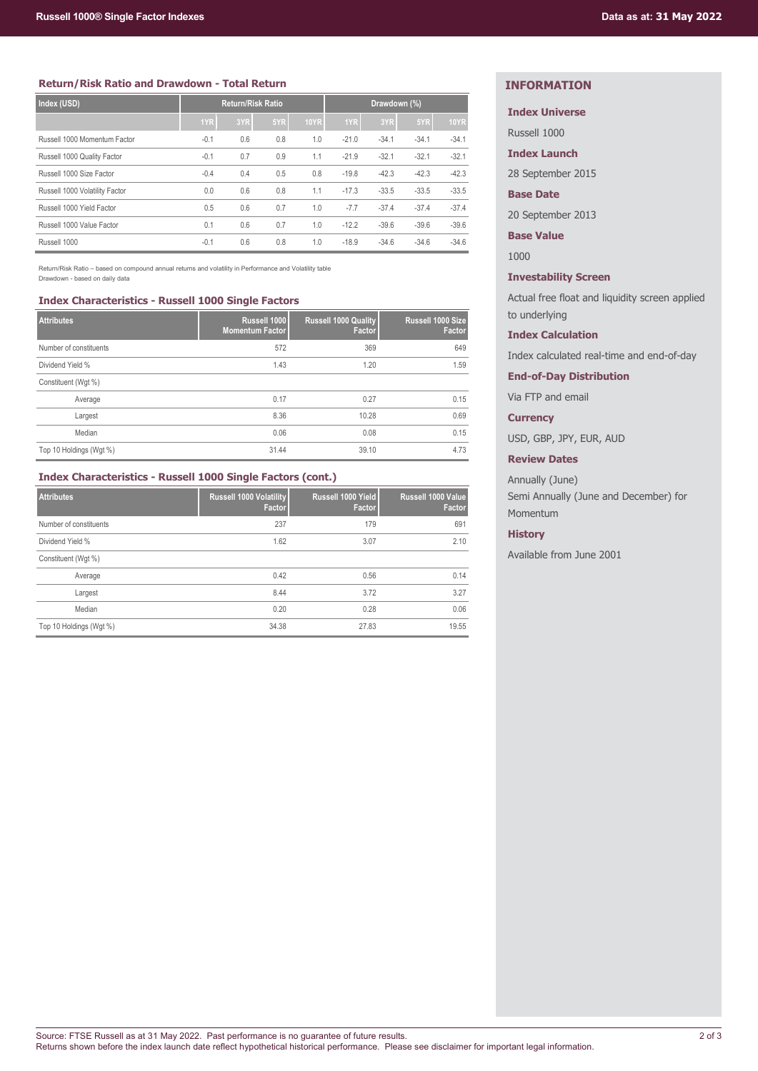## Return/Risk Ratio and Drawdown - Total Return

| Index (USD) | Return/Risk Ratio | | | | Drawdown (%) | | | |
|---|---|---|---|---|---|---|---|---|
| | 1YR | 3YR | 5YR | 10YR | 1YR | 3YR | 5YR | 10YR |
| Russell 1000 Momentum Factor | -0.1 | 0.6 | 0.8 | 1.0 | -21.0 | -34.1 | -34.1 | -34.1 |
| Russell 1000 Quality Factor | -0.1 | 0.7 | 0.9 | 1.1 | -21.9 | -32.1 | -32.1 | -32.1 |
| Russell 1000 Size Factor | -0.4 | 0.4 | 0.5 | 0.8 | -19.8 | -42.3 | -42.3 | -42.3 |
| Russell 1000 Volatility Factor | 0.0 | 0.6 | 0.8 | 1.1 | -17.3 | -33.5 | -33.5 | -33.5 |
| Russell 1000 Yield Factor | 0.5 | 0.6 | 0.7 | 1.0 | -7.7 | -37.4 | -37.4 | -37.4 |
| Russell 1000 Value Factor | 0.1 | 0.6 | 0.7 | 1.0 | -12.2 | -39.6 | -39.6 | -39.6 |
| Russell 1000 | -0.1 | 0.6 | 0.8 | 1.0 | -18.9 | -34.6 | -34.6 | -34.6 |

Return/Risk Ratio – based on compound annual returns and volatility in Performance and Volatility table
Drawdown - based on daily data

## Index Characteristics - Russell 1000 Single Factors

| Attributes | Russell 1000 Momentum Factor | Russell 1000 Quality Factor | Russell 1000 Size Factor |
|---|---|---|---|
| Number of constituents | 572 | 369 | 649 |
| Dividend Yield % | 1.43 | 1.20 | 1.59 |
| Constituent (Wgt %) | | | |
| Average | 0.17 | 0.27 | 0.15 |
| Largest | 8.36 | 10.28 | 0.69 |
| Median | 0.06 | 0.08 | 0.15 |
| Top 10 Holdings (Wgt %) | 31.44 | 39.10 | 4.73 |

## Index Characteristics - Russell 1000 Single Factors (cont.)

| Attributes | Russell 1000 Volatility Factor | Russell 1000 Yield Factor | Russell 1000 Value Factor |
|---|---|---|---|
| Number of constituents | 237 | 179 | 691 |
| Dividend Yield % | 1.62 | 3.07 | 2.10 |
| Constituent (Wgt %) | | | |
| Average | 0.42 | 0.56 | 0.14 |
| Largest | 8.44 | 3.72 | 3.27 |
| Median | 0.20 | 0.28 | 0.06 |
| Top 10 Holdings (Wgt %) | 34.38 | 27.83 | 19.55 |

## INFORMATION

**Index Universe**

Russell 1000

**Index Launch**

28 September 2015

**Base Date**

20 September 2013

**Base Value**

1000

**Investability Screen**

Actual free float and liquidity screen applied to underlying

**Index Calculation**

Index calculated real-time and end-of-day

**End-of-Day Distribution**

Via FTP and email

**Currency**

USD, GBP, JPY, EUR, AUD

**Review Dates**

Annually (June)
Semi Annually (June and December) for Momentum

**History**

Available from June 2001

Source: FTSE Russell as at 31 May 2022. Past performance is no guarantee of future results.
Returns shown before the index launch date reflect hypothetical historical performance. Please see disclaimer for important legal information.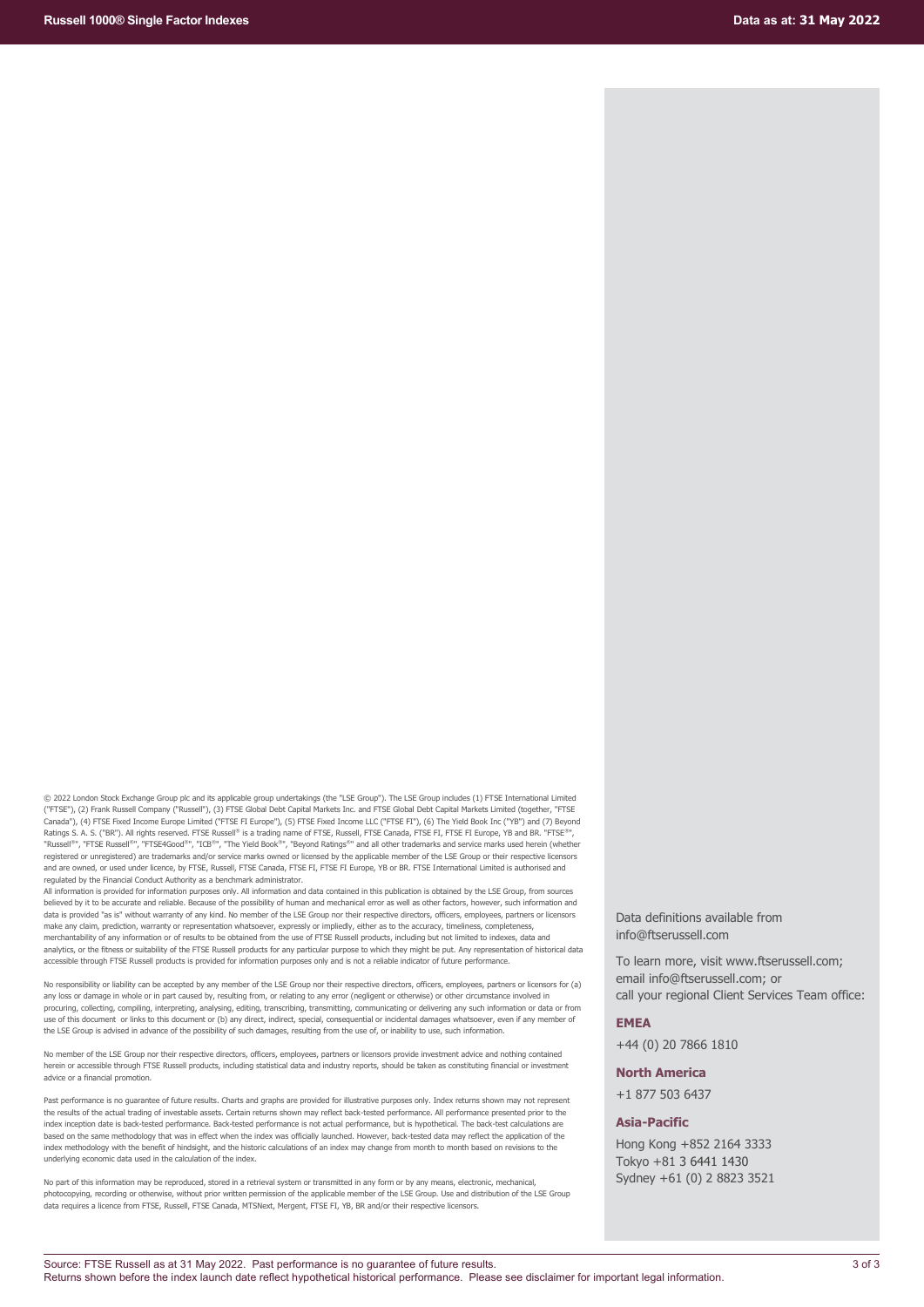© 2022 London Stock Exchange Group plc and its applicable group undertakings (the "LSE Group"). The LSE Group includes (1) FTSE International Limited ("FTSE"), (2) Frank Russell Company ("Russell"), (3) FTSE Global Debt Capital Markets Inc. and FTSE Global Debt Capital Markets Limited (together, "FTSE Canada"), (4) FTSE Fixed Income Europe Limited ("FTSE FI Europe"), (5) FTSE Fixed Income LLC ("FTSE FI"), (6) The Yield Book Inc ("YB") and (7) Beyond Ratings S. A. S. ("BR"). All rights reserved. FTSE Russell® is a trading name of FTSE, Russell, FTSE Canada, FTSE FI, FTSE FI Europe, YB and BR. "FTSE®", "Russell®", "FTSE Russell®", "FTSE4Good®", "ICB®", "The Yield Book®", "Beyond Ratings®" and all other trademarks and service marks used herein (whether registered or unregistered) are trademarks and/or service marks owned or licensed by the applicable member of the LSE Group or their respective licensors and are owned, or used under licence, by FTSE, Russell, FTSE Canada, FTSE FI, FTSE FI Europe, YB or BR. FTSE International Limited is authorised and regulated by the Financial Conduct Authority as a benchmark administrator.

All information is provided for information purposes only. All information and data contained in this publication is obtained by the LSE Group, from sources believed by it to be accurate and reliable. Because of the possibility of human and mechanical error as well as other factors, however, such information and data is provided "as is" without warranty of any kind. No member of the LSE Group nor their respective directors, officers, employees, partners or licensors make any claim, prediction, warranty or representation whatsoever, expressly or impliedly, either as to the accuracy, timeliness, completeness, merchantability of any information or of results to be obtained from the use of FTSE Russell products, including but not limited to indexes, data and analytics, or the fitness or suitability of the FTSE Russell products for any particular purpose to which they might be put. Any representation of historical data accessible through FTSE Russell products is provided for information purposes only and is not a reliable indicator of future performance.

No responsibility or liability can be accepted by any member of the LSE Group nor their respective directors, officers, employees, partners or licensors for (a) any loss or damage in whole or in part caused by, resulting from, or relating to any error (negligent or otherwise) or other circumstance involved in procuring, collecting, compiling, interpreting, analysing, editing, transcribing, transmitting, communicating or delivering any such information or data or from use of this document or links to this document or (b) any direct, indirect, special, consequential or incidental damages whatsoever, even if any member of the LSE Group is advised in advance of the possibility of such damages, resulting from the use of, or inability to use, such information.

No member of the LSE Group nor their respective directors, officers, employees, partners or licensors provide investment advice and nothing contained herein or accessible through FTSE Russell products, including statistical data and industry reports, should be taken as constituting financial or investment advice or a financial promotion.

Past performance is no guarantee of future results. Charts and graphs are provided for illustrative purposes only. Index returns shown may not represent the results of the actual trading of investable assets. Certain returns shown may reflect back-tested performance. All performance presented prior to the index inception date is back-tested performance. Back-tested performance is not actual performance, but is hypothetical. The back-test calculations are based on the same methodology that was in effect when the index was officially launched. However, back-tested data may reflect the application of the index methodology with the benefit of hindsight, and the historic calculations of an index may change from month to month based on revisions to the underlying economic data used in the calculation of the index.

No part of this information may be reproduced, stored in a retrieval system or transmitted in any form or by any means, electronic, mechanical, photocopying, recording or otherwise, without prior written permission of the applicable member of the LSE Group. Use and distribution of the LSE Group data requires a licence from FTSE, Russell, FTSE Canada, MTSNext, Mergent, FTSE FI, YB, BR and/or their respective licensors.

Data definitions available from info@ftserussell.com

To learn more, visit www.ftserussell.com; email info@ftserussell.com; or call your regional Client Services Team office:

**EMEA**

+44 (0) 20 7866 1810

**North America**

+1 877 503 6437

**Asia-Pacific**

Hong Kong +852 2164 3333
Tokyo +81 3 6441 1430
Sydney +61 (0) 2 8823 3521

Source: FTSE Russell as at 31 May 2022. Past performance is no guarantee of future results.
Returns shown before the index launch date reflect hypothetical historical performance. Please see disclaimer for important legal information.